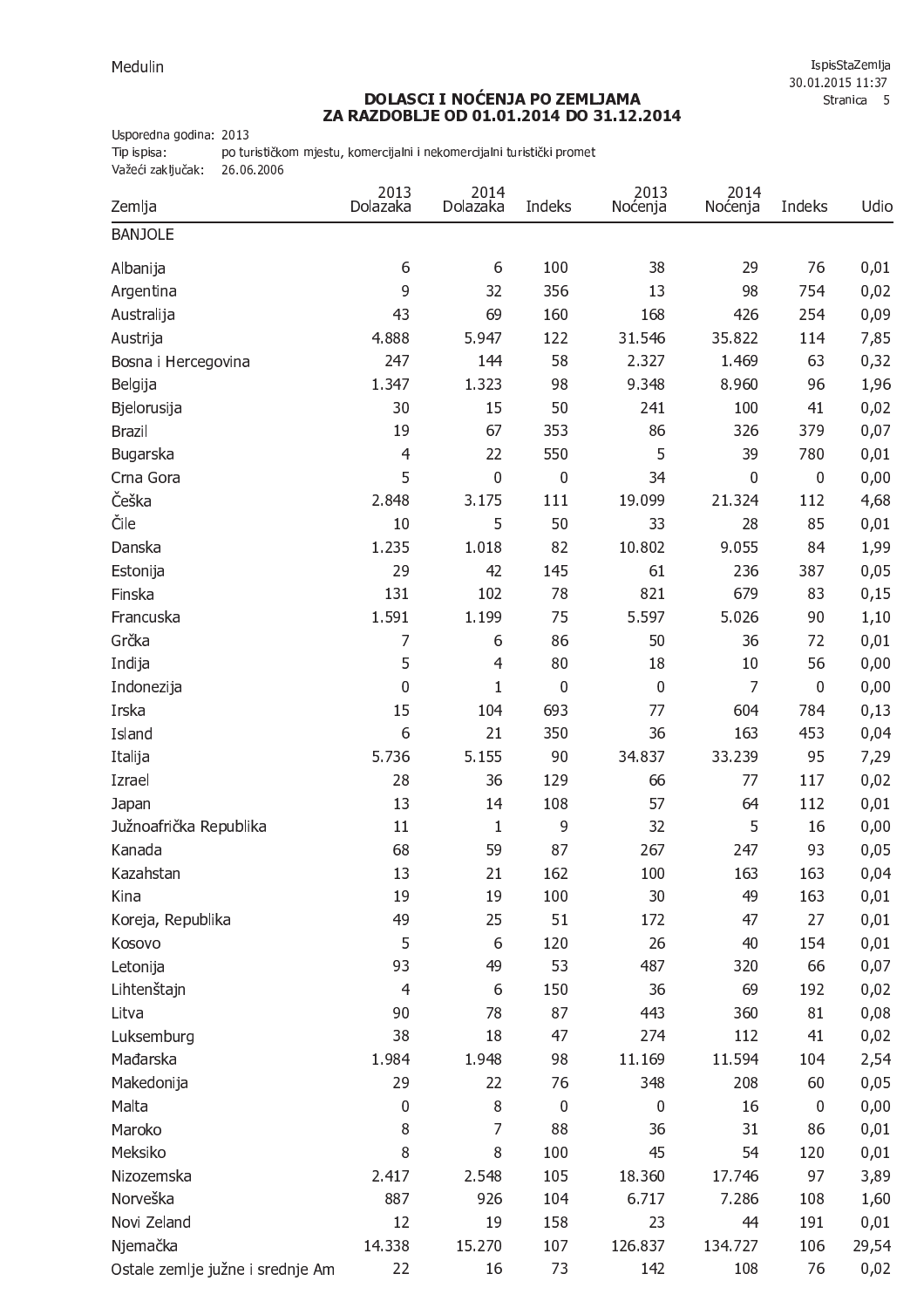Medulin

# DOLASCI I NOĆENJA PO ZEMLJAMA
## ZA RAZDOBLJE OD 01.01.2014 DO 31.12.2014

Usporedna godina: 2013
Tip ispisa: po turističkom mjestu, komercijalni i nekomercijalni turistički promet
Važeći zaključak: 26.06.2006

| Zemlja | 2013 Dolazaka | 2014 Dolazaka | Indeks | 2013 Noćenja | 2014 Noćenja | Indeks | Udio |
|---|---|---|---|---|---|---|---|
| BANJOLE | | | | | | | |
| Albanija | 6 | 6 | 100 | 38 | 29 | 76 | 0,01 |
| Argentina | 9 | 32 | 356 | 13 | 98 | 754 | 0,02 |
| Australija | 43 | 69 | 160 | 168 | 426 | 254 | 0,09 |
| Austrija | 4.888 | 5.947 | 122 | 31.546 | 35.822 | 114 | 7,85 |
| Bosna i Hercegovina | 247 | 144 | 58 | 2.327 | 1.469 | 63 | 0,32 |
| Belgija | 1.347 | 1.323 | 98 | 9.348 | 8.960 | 96 | 1,96 |
| Bjelorusija | 30 | 15 | 50 | 241 | 100 | 41 | 0,02 |
| Brazil | 19 | 67 | 353 | 86 | 326 | 379 | 0,07 |
| Bugarska | 4 | 22 | 550 | 5 | 39 | 780 | 0,01 |
| Crna Gora | 5 | 0 | 0 | 34 | 0 | 0 | 0,00 |
| Češka | 2.848 | 3.175 | 111 | 19.099 | 21.324 | 112 | 4,68 |
| Čile | 10 | 5 | 50 | 33 | 28 | 85 | 0,01 |
| Danska | 1.235 | 1.018 | 82 | 10.802 | 9.055 | 84 | 1,99 |
| Estonija | 29 | 42 | 145 | 61 | 236 | 387 | 0,05 |
| Finska | 131 | 102 | 78 | 821 | 679 | 83 | 0,15 |
| Francuska | 1.591 | 1.199 | 75 | 5.597 | 5.026 | 90 | 1,10 |
| Grčka | 7 | 6 | 86 | 50 | 36 | 72 | 0,01 |
| Indija | 5 | 4 | 80 | 18 | 10 | 56 | 0,00 |
| Indonezija | 0 | 1 | 0 | 0 | 7 | 0 | 0,00 |
| Irska | 15 | 104 | 693 | 77 | 604 | 784 | 0,13 |
| Island | 6 | 21 | 350 | 36 | 163 | 453 | 0,04 |
| Italija | 5.736 | 5.155 | 90 | 34.837 | 33.239 | 95 | 7,29 |
| Izrael | 28 | 36 | 129 | 66 | 77 | 117 | 0,02 |
| Japan | 13 | 14 | 108 | 57 | 64 | 112 | 0,01 |
| Južnoafrička Republika | 11 | 1 | 9 | 32 | 5 | 16 | 0,00 |
| Kanada | 68 | 59 | 87 | 267 | 247 | 93 | 0,05 |
| Kazahstan | 13 | 21 | 162 | 100 | 163 | 163 | 0,04 |
| Kina | 19 | 19 | 100 | 30 | 49 | 163 | 0,01 |
| Koreja, Republika | 49 | 25 | 51 | 172 | 47 | 27 | 0,01 |
| Kosovo | 5 | 6 | 120 | 26 | 40 | 154 | 0,01 |
| Letonija | 93 | 49 | 53 | 487 | 320 | 66 | 0,07 |
| Lihtenštajn | 4 | 6 | 150 | 36 | 69 | 192 | 0,02 |
| Litva | 90 | 78 | 87 | 443 | 360 | 81 | 0,08 |
| Luksemburg | 38 | 18 | 47 | 274 | 112 | 41 | 0,02 |
| Mađarska | 1.984 | 1.948 | 98 | 11.169 | 11.594 | 104 | 2,54 |
| Makedonija | 29 | 22 | 76 | 348 | 208 | 60 | 0,05 |
| Malta | 0 | 8 | 0 | 0 | 16 | 0 | 0,00 |
| Maroko | 8 | 7 | 88 | 36 | 31 | 86 | 0,01 |
| Meksiko | 8 | 8 | 100 | 45 | 54 | 120 | 0,01 |
| Nizozemska | 2.417 | 2.548 | 105 | 18.360 | 17.746 | 97 | 3,89 |
| Norveška | 887 | 926 | 104 | 6.717 | 7.286 | 108 | 1,60 |
| Novi Zeland | 12 | 19 | 158 | 23 | 44 | 191 | 0,01 |
| Njemačka | 14.338 | 15.270 | 107 | 126.837 | 134.727 | 106 | 29,54 |
| Ostale zemlje južne i srednje Am | 22 | 16 | 73 | 142 | 108 | 76 | 0,02 |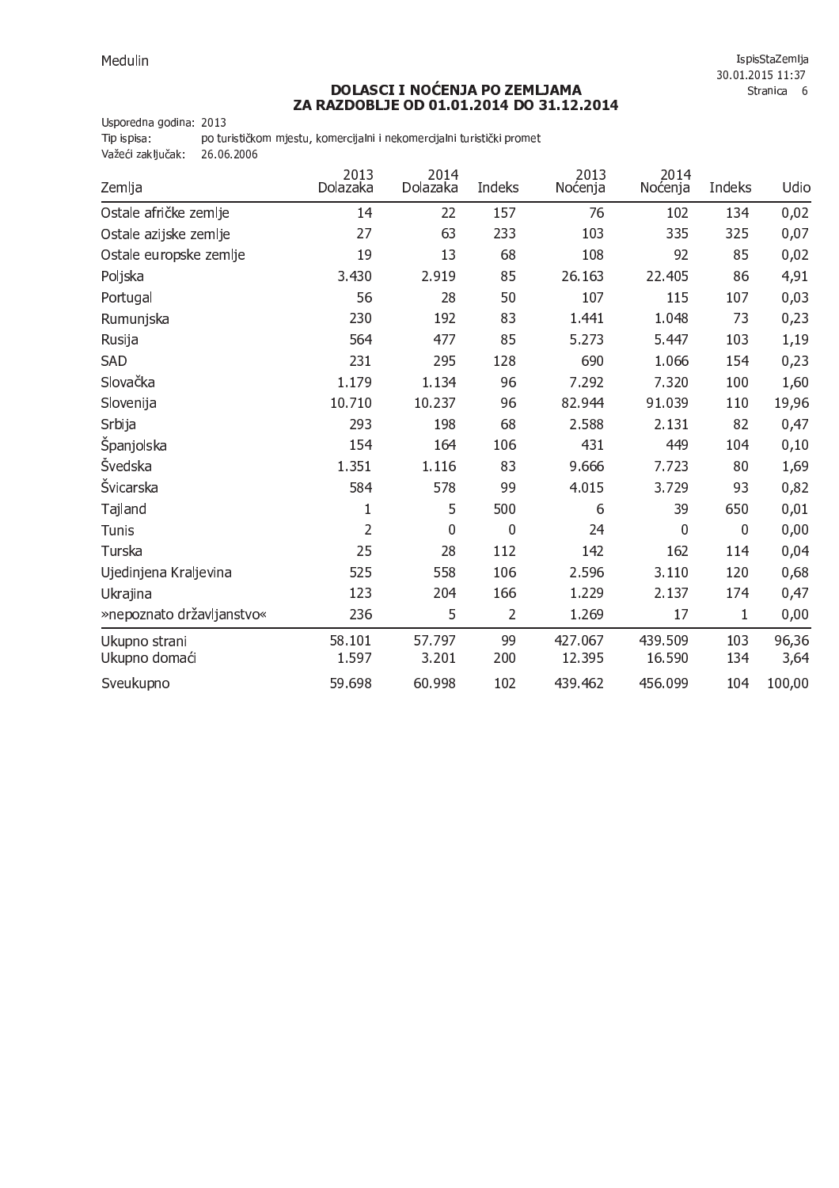Medulin

## DOLASCI I NOĆENJA PO ZEMLJAMA
## ZA RAZDOBLJE OD 01.01.2014 DO 31.12.2014

Usporedna godina: 2013
Tip ispisa: po turističkom mjestu, komercijalni i nekomercijalni turistički promet
Važeći zaključak: 26.06.2006

| Zemlja | 2013 Dolazaka | 2014 Dolazaka | Indeks | 2013 Noćenja | 2014 Noćenja | Indeks | Udio |
|---|---|---|---|---|---|---|---|
| Ostale afričke zemlje | 14 | 22 | 157 | 76 | 102 | 134 | 0,02 |
| Ostale azijske zemlje | 27 | 63 | 233 | 103 | 335 | 325 | 0,07 |
| Ostale europske zemlje | 19 | 13 | 68 | 108 | 92 | 85 | 0,02 |
| Poljska | 3.430 | 2.919 | 85 | 26.163 | 22.405 | 86 | 4,91 |
| Portugal | 56 | 28 | 50 | 107 | 115 | 107 | 0,03 |
| Rumunjska | 230 | 192 | 83 | 1.441 | 1.048 | 73 | 0,23 |
| Rusija | 564 | 477 | 85 | 5.273 | 5.447 | 103 | 1,19 |
| SAD | 231 | 295 | 128 | 690 | 1.066 | 154 | 0,23 |
| Slovačka | 1.179 | 1.134 | 96 | 7.292 | 7.320 | 100 | 1,60 |
| Slovenija | 10.710 | 10.237 | 96 | 82.944 | 91.039 | 110 | 19,96 |
| Srbija | 293 | 198 | 68 | 2.588 | 2.131 | 82 | 0,47 |
| Španjolska | 154 | 164 | 106 | 431 | 449 | 104 | 0,10 |
| Švedska | 1.351 | 1.116 | 83 | 9.666 | 7.723 | 80 | 1,69 |
| Švicarska | 584 | 578 | 99 | 4.015 | 3.729 | 93 | 0,82 |
| Tajland | 1 | 5 | 500 | 6 | 39 | 650 | 0,01 |
| Tunis | 2 | 0 | 0 | 24 | 0 | 0 | 0,00 |
| Turska | 25 | 28 | 112 | 142 | 162 | 114 | 0,04 |
| Ujedinjena Kraljevina | 525 | 558 | 106 | 2.596 | 3.110 | 120 | 0,68 |
| Ukrajina | 123 | 204 | 166 | 1.229 | 2.137 | 174 | 0,47 |
| »nepoznato državljanstvo« | 236 | 5 | 2 | 1.269 | 17 | 1 | 0,00 |
| Ukupno strani | 58.101 | 57.797 | 99 | 427.067 | 439.509 | 103 | 96,36 |
| Ukupno domaći | 1.597 | 3.201 | 200 | 12.395 | 16.590 | 134 | 3,64 |
| Sveukupno | 59.698 | 60.998 | 102 | 439.462 | 456.099 | 104 | 100,00 |